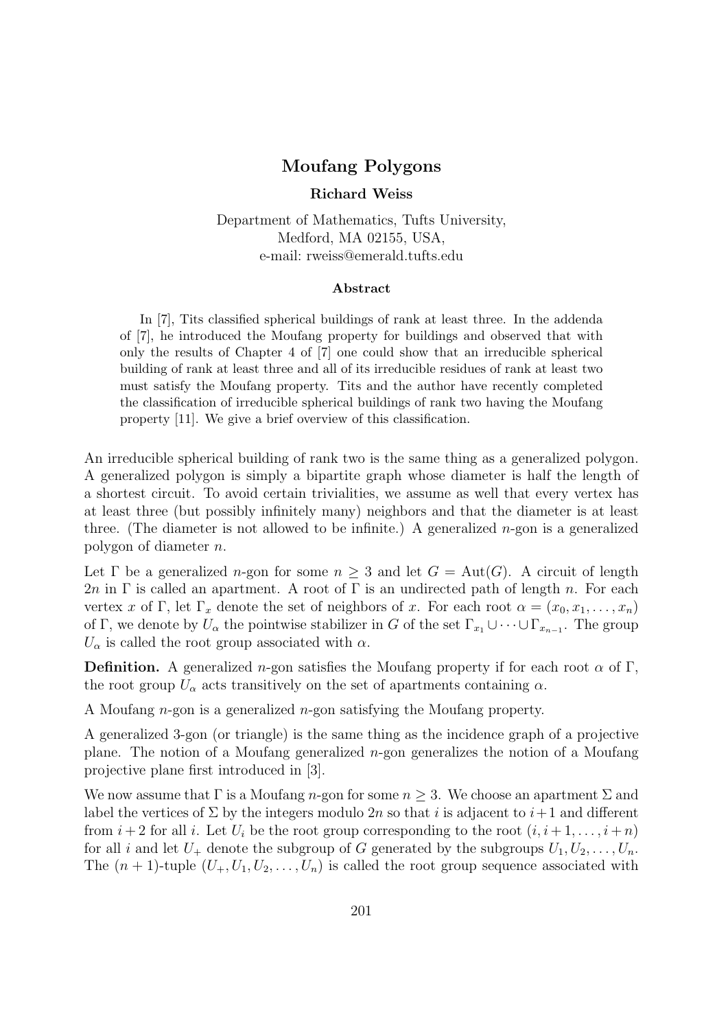# Moufang Polygons

**Richard Weiss**

Department of Mathematics, Tufts University,
Medford, MA 02155, USA,
e-mail: rweiss@emerald.tufts.edu

### Abstract

In [7], Tits classified spherical buildings of rank at least three. In the addenda of [7], he introduced the Moufang property for buildings and observed that with only the results of Chapter 4 of [7] one could show that an irreducible spherical building of rank at least three and all of its irreducible residues of rank at least two must satisfy the Moufang property. Tits and the author have recently completed the classification of irreducible spherical buildings of rank two having the Moufang property [11]. We give a brief overview of this classification.

An irreducible spherical building of rank two is the same thing as a generalized polygon. A generalized polygon is simply a bipartite graph whose diameter is half the length of a shortest circuit. To avoid certain trivialities, we assume as well that every vertex has at least three (but possibly infinitely many) neighbors and that the diameter is at least three. (The diameter is not allowed to be infinite.) A generalized $n$-gon is a generalized polygon of diameter $n$.

Let $\Gamma$ be a generalized $n$-gon for some $n \geq 3$ and let $G = \mathrm{Aut}(G)$. A circuit of length $2n$ in $\Gamma$ is called an apartment. A root of $\Gamma$ is an undirected path of length $n$. For each vertex $x$ of $\Gamma$, let $\Gamma_x$ denote the set of neighbors of $x$. For each root $\alpha = (x_0, x_1, \ldots, x_n)$ of $\Gamma$, we denote by $U_\alpha$ the pointwise stabilizer in $G$ of the set $\Gamma_{x_1} \cup \cdots \cup \Gamma_{x_{n-1}}$. The group $U_\alpha$ is called the root group associated with $\alpha$.

**Definition.** A generalized $n$-gon satisfies the Moufang property if for each root $\alpha$ of $\Gamma$, the root group $U_\alpha$ acts transitively on the set of apartments containing $\alpha$.

A Moufang $n$-gon is a generalized $n$-gon satisfying the Moufang property.

A generalized 3-gon (or triangle) is the same thing as the incidence graph of a projective plane. The notion of a Moufang generalized $n$-gon generalizes the notion of a Moufang projective plane first introduced in [3].

We now assume that $\Gamma$ is a Moufang $n$-gon for some $n \geq 3$. We choose an apartment $\Sigma$ and label the vertices of $\Sigma$ by the integers modulo $2n$ so that $i$ is adjacent to $i+1$ and different from $i+2$ for all $i$. Let $U_i$ be the root group corresponding to the root $(i, i+1, \ldots, i+n)$ for all $i$ and let $U_+$ denote the subgroup of $G$ generated by the subgroups $U_1, U_2, \ldots, U_n$. The $(n+1)$-tuple $(U_+, U_1, U_2, \ldots, U_n)$ is called the root group sequence associated with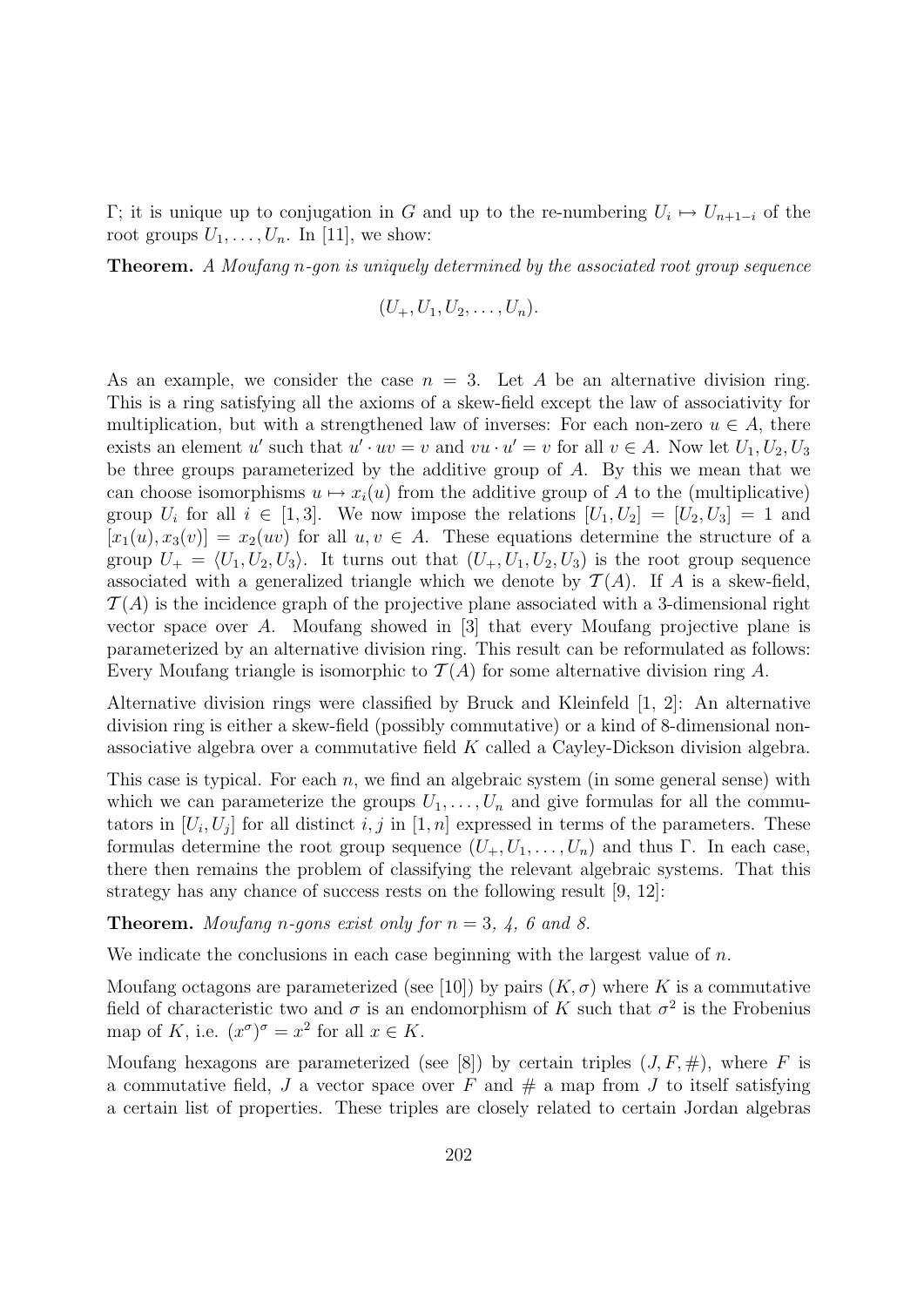Γ; it is unique up to conjugation in $G$ and up to the re-numbering $U_i \mapsto U_{n+1-i}$ of the root groups $U_1, \ldots, U_n$. In [11], we show:

**Theorem.** *A Moufang n-gon is uniquely determined by the associated root group sequence*

$$(U_+, U_1, U_2, \ldots, U_n).$$

As an example, we consider the case $n = 3$. Let $A$ be an alternative division ring. This is a ring satisfying all the axioms of a skew-field except the law of associativity for multiplication, but with a strengthened law of inverses: For each non-zero $u \in A$, there exists an element $u'$ such that $u' \cdot uv = v$ and $vu \cdot u' = v$ for all $v \in A$. Now let $U_1, U_2, U_3$ be three groups parameterized by the additive group of $A$. By this we mean that we can choose isomorphisms $u \mapsto x_i(u)$ from the additive group of $A$ to the (multiplicative) group $U_i$ for all $i \in [1, 3]$. We now impose the relations $[U_1, U_2] = [U_2, U_3] = 1$ and $[x_1(u), x_3(v)] = x_2(uv)$ for all $u, v \in A$. These equations determine the structure of a group $U_+ = \langle U_1, U_2, U_3 \rangle$. It turns out that $(U_+, U_1, U_2, U_3)$ is the root group sequence associated with a generalized triangle which we denote by $\mathcal{T}(A)$. If $A$ is a skew-field, $\mathcal{T}(A)$ is the incidence graph of the projective plane associated with a 3-dimensional right vector space over $A$. Moufang showed in [3] that every Moufang projective plane is parameterized by an alternative division ring. This result can be reformulated as follows: Every Moufang triangle is isomorphic to $\mathcal{T}(A)$ for some alternative division ring $A$.

Alternative division rings were classified by Bruck and Kleinfeld [1, 2]: An alternative division ring is either a skew-field (possibly commutative) or a kind of 8-dimensional non-associative algebra over a commutative field $K$ called a Cayley-Dickson division algebra.

This case is typical. For each $n$, we find an algebraic system (in some general sense) with which we can parameterize the groups $U_1, \ldots, U_n$ and give formulas for all the commutators in $[U_i, U_j]$ for all distinct $i, j$ in $[1, n]$ expressed in terms of the parameters. These formulas determine the root group sequence $(U_+, U_1, \ldots, U_n)$ and thus Γ. In each case, there then remains the problem of classifying the relevant algebraic systems. That this strategy has any chance of success rests on the following result [9, 12]:

**Theorem.** *Moufang n-gons exist only for $n = 3$, 4, 6 and 8.*

We indicate the conclusions in each case beginning with the largest value of $n$.

Moufang octagons are parameterized (see [10]) by pairs $(K, \sigma)$ where $K$ is a commutative field of characteristic two and $\sigma$ is an endomorphism of $K$ such that $\sigma^2$ is the Frobenius map of $K$, i.e. $(x^\sigma)^\sigma = x^2$ for all $x \in K$.

Moufang hexagons are parameterized (see [8]) by certain triples $(J, F, \#)$, where $F$ is a commutative field, $J$ a vector space over $F$ and $\#$ a map from $J$ to itself satisfying a certain list of properties. These triples are closely related to certain Jordan algebras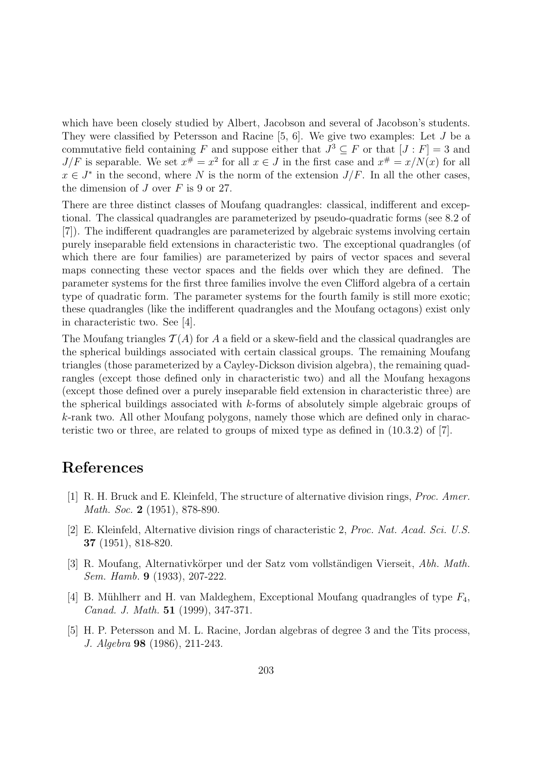which have been closely studied by Albert, Jacobson and several of Jacobson's students. They were classified by Petersson and Racine [5, 6]. We give two examples: Let $J$ be a commutative field containing $F$ and suppose either that $J^3 \subseteq F$ or that $[J : F] = 3$ and $J/F$ is separable. We set $x^\# = x^2$ for all $x \in J$ in the first case and $x^\# = x/N(x)$ for all $x \in J^*$ in the second, where $N$ is the norm of the extension $J/F$. In all the other cases, the dimension of $J$ over $F$ is 9 or 27.

There are three distinct classes of Moufang quadrangles: classical, indifferent and exceptional. The classical quadrangles are parameterized by pseudo-quadratic forms (see 8.2 of [7]). The indifferent quadrangles are parameterized by algebraic systems involving certain purely inseparable field extensions in characteristic two. The exceptional quadrangles (of which there are four families) are parameterized by pairs of vector spaces and several maps connecting these vector spaces and the fields over which they are defined. The parameter systems for the first three families involve the even Clifford algebra of a certain type of quadratic form. The parameter systems for the fourth family is still more exotic; these quadrangles (like the indifferent quadrangles and the Moufang octagons) exist only in characteristic two. See [4].

The Moufang triangles $\mathcal{T}(A)$ for $A$ a field or a skew-field and the classical quadrangles are the spherical buildings associated with certain classical groups. The remaining Moufang triangles (those parameterized by a Cayley-Dickson division algebra), the remaining quadrangles (except those defined only in characteristic two) and all the Moufang hexagons (except those defined over a purely inseparable field extension in characteristic three) are the spherical buildings associated with $k$-forms of absolutely simple algebraic groups of $k$-rank two. All other Moufang polygons, namely those which are defined only in characteristic two or three, are related to groups of mixed type as defined in (10.3.2) of [7].

# References

[1] R. H. Bruck and E. Kleinfeld, The structure of alternative division rings, *Proc. Amer. Math. Soc.* **2** (1951), 878-890.

[2] E. Kleinfeld, Alternative division rings of characteristic 2, *Proc. Nat. Acad. Sci. U.S.* **37** (1951), 818-820.

[3] R. Moufang, Alternativkörper und der Satz vom vollständigen Vierseit, *Abh. Math. Sem. Hamb.* **9** (1933), 207-222.

[4] B. Mühlherr and H. van Maldeghem, Exceptional Moufang quadrangles of type $F_4$, *Canad. J. Math.* **51** (1999), 347-371.

[5] H. P. Petersson and M. L. Racine, Jordan algebras of degree 3 and the Tits process, *J. Algebra* **98** (1986), 211-243.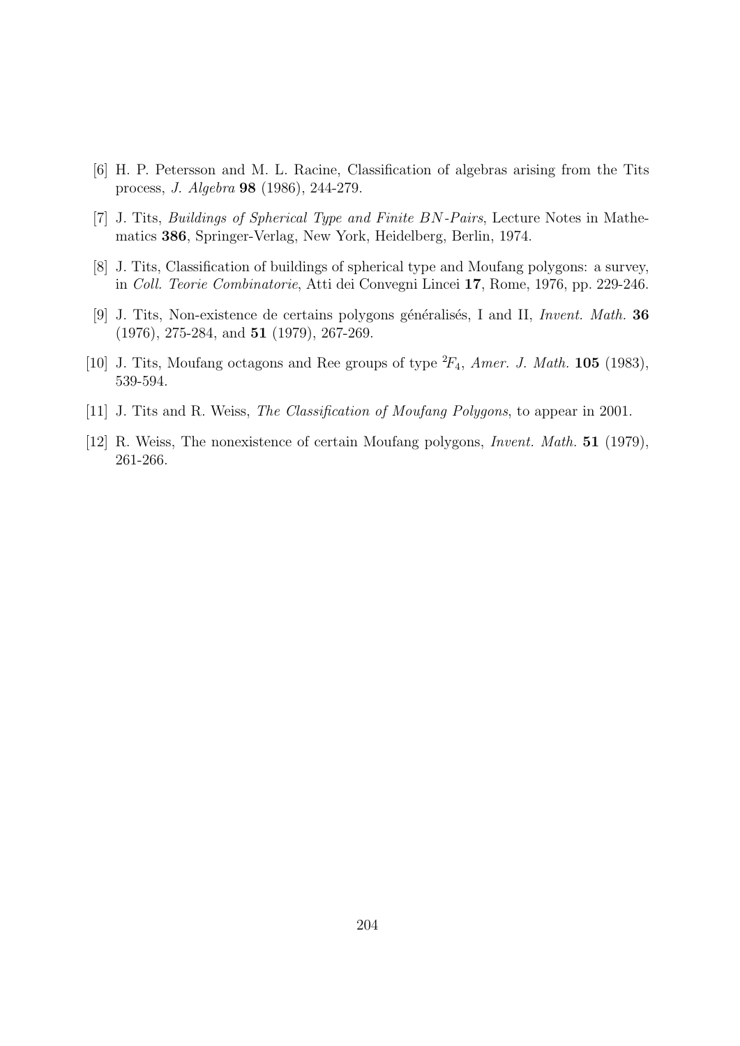[6] H. P. Petersson and M. L. Racine, Classification of algebras arising from the Tits process, *J. Algebra* **98** (1986), 244-279.

[7] J. Tits, *Buildings of Spherical Type and Finite BN-Pairs*, Lecture Notes in Mathematics **386**, Springer-Verlag, New York, Heidelberg, Berlin, 1974.

[8] J. Tits, Classification of buildings of spherical type and Moufang polygons: a survey, in *Coll. Teorie Combinatorie*, Atti dei Convegni Lincei **17**, Rome, 1976, pp. 229-246.

[9] J. Tits, Non-existence de certains polygons généralisés, I and II, *Invent. Math.* **36** (1976), 275-284, and **51** (1979), 267-269.

[10] J. Tits, Moufang octagons and Ree groups of type ${}^2F_4$, *Amer. J. Math.* **105** (1983), 539-594.

[11] J. Tits and R. Weiss, *The Classification of Moufang Polygons*, to appear in 2001.

[12] R. Weiss, The nonexistence of certain Moufang polygons, *Invent. Math.* **51** (1979), 261-266.